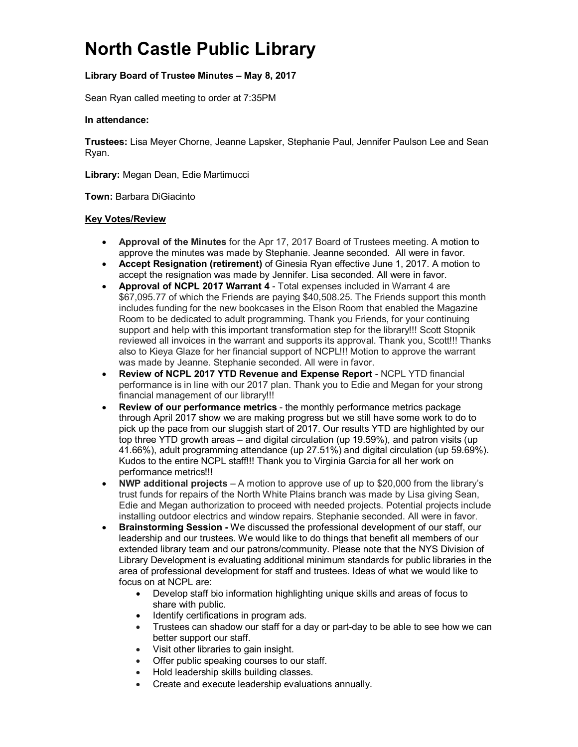# North Castle Public Library

**Library Board of Trustee Minutes – May 8, 2017**

Sean Ryan called meeting to order at 7:35PM

**In attendance:**

**Trustees:** Lisa Meyer Chorne, Jeanne Lapsker, Stephanie Paul, Jennifer Paulson Lee and Sean Ryan.

**Library:** Megan Dean, Edie Martimucci

**Town:** Barbara DiGiacinto

**Key Votes/Review**

- **Approval of the Minutes** for the Apr 17, 2017 Board of Trustees meeting. A motion to approve the minutes was made by Stephanie. Jeanne seconded. All were in favor.
- **Accept Resignation (retirement)** of Ginesia Ryan effective June 1, 2017. A motion to accept the resignation was made by Jennifer. Lisa seconded. All were in favor.
- **Approval of NCPL 2017 Warrant 4** - Total expenses included in Warrant 4 are $67,095.77 of which the Friends are paying $40,508.25. The Friends support this month includes funding for the new bookcases in the Elson Room that enabled the Magazine Room to be dedicated to adult programming. Thank you Friends, for your continuing support and help with this important transformation step for the library!!! Scott Stopnik reviewed all invoices in the warrant and supports its approval. Thank you, Scott!!! Thanks also to Kieya Glaze for her financial support of NCPL!!! Motion to approve the warrant was made by Jeanne. Stephanie seconded. All were in favor.
- **Review of NCPL 2017 YTD Revenue and Expense Report** - NCPL YTD financial performance is in line with our 2017 plan. Thank you to Edie and Megan for your strong financial management of our library!!!
- **Review of our performance metrics** - the monthly performance metrics package through April 2017 show we are making progress but we still have some work to do to pick up the pace from our sluggish start of 2017. Our results YTD are highlighted by our top three YTD growth areas – and digital circulation (up 19.59%), and patron visits (up 41.66%), adult programming attendance (up 27.51%) and digital circulation (up 59.69%). Kudos to the entire NCPL staff!!! Thank you to Virginia Garcia for all her work on performance metrics!!!
- **NWP additional projects** – A motion to approve use of up to $20,000 from the library's trust funds for repairs of the North White Plains branch was made by Lisa giving Sean, Edie and Megan authorization to proceed with needed projects. Potential projects include installing outdoor electrics and window repairs. Stephanie seconded. All were in favor.
- **Brainstorming Session -** We discussed the professional development of our staff, our leadership and our trustees. We would like to do things that benefit all members of our extended library team and our patrons/community. Please note that the NYS Division of Library Development is evaluating additional minimum standards for public libraries in the area of professional development for staff and trustees. Ideas of what we would like to focus on at NCPL are:
  - Develop staff bio information highlighting unique skills and areas of focus to share with public.
  - Identify certifications in program ads.
  - Trustees can shadow our staff for a day or part-day to be able to see how we can better support our staff.
  - Visit other libraries to gain insight.
  - Offer public speaking courses to our staff.
  - Hold leadership skills building classes.
  - Create and execute leadership evaluations annually.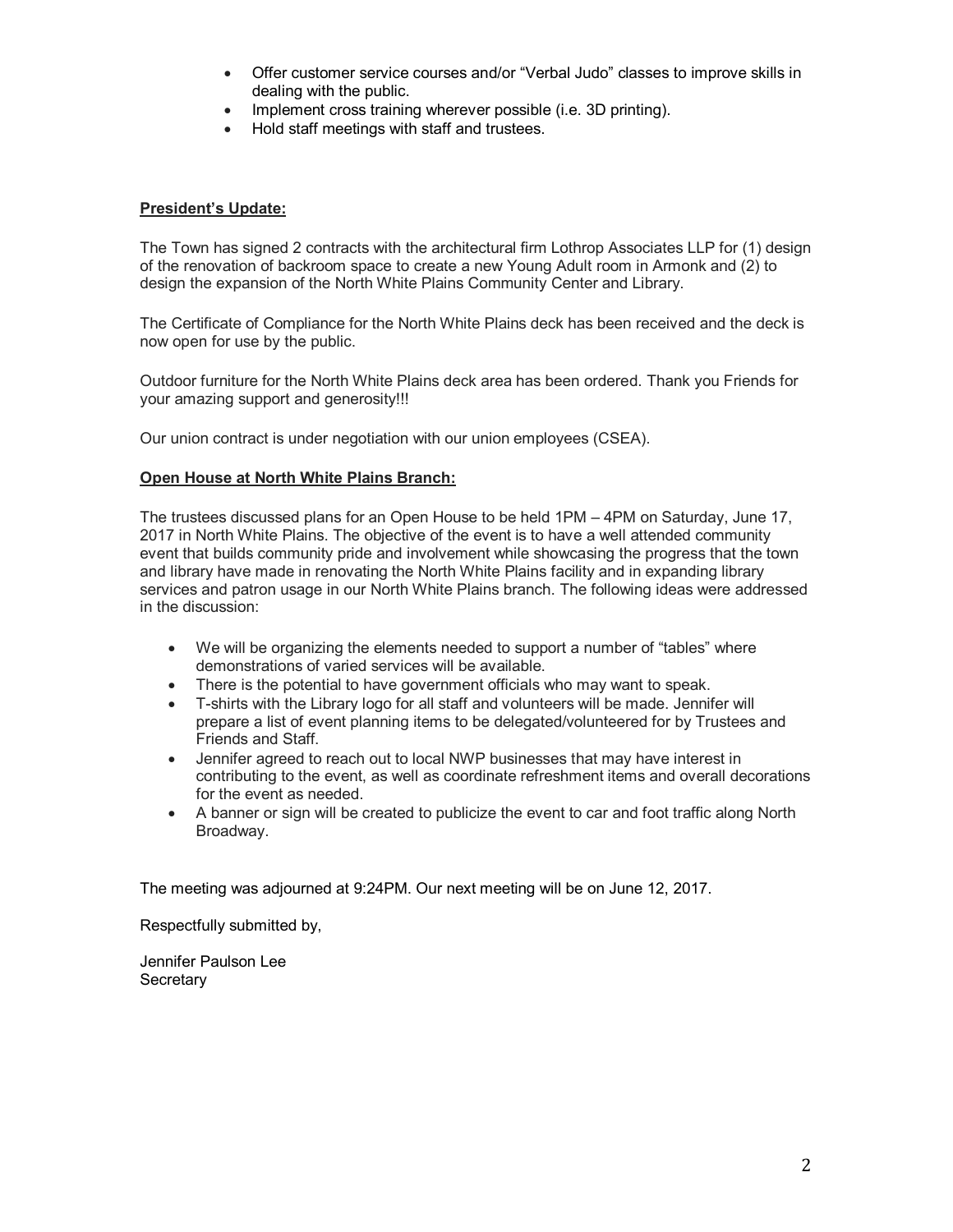- Offer customer service courses and/or “Verbal Judo” classes to improve skills in dealing with the public.
- Implement cross training wherever possible (i.e. 3D printing).
- Hold staff meetings with staff and trustees.

**President’s Update:**

The Town has signed 2 contracts with the architectural firm Lothrop Associates LLP for (1) design of the renovation of backroom space to create a new Young Adult room in Armonk and (2) to design the expansion of the North White Plains Community Center and Library.

The Certificate of Compliance for the North White Plains deck has been received and the deck is now open for use by the public.

Outdoor furniture for the North White Plains deck area has been ordered. Thank you Friends for your amazing support and generosity!!!

Our union contract is under negotiation with our union employees (CSEA).

**Open House at North White Plains Branch:**

The trustees discussed plans for an Open House to be held 1PM – 4PM on Saturday, June 17, 2017 in North White Plains. The objective of the event is to have a well attended community event that builds community pride and involvement while showcasing the progress that the town and library have made in renovating the North White Plains facility and in expanding library services and patron usage in our North White Plains branch. The following ideas were addressed in the discussion:

- We will be organizing the elements needed to support a number of “tables” where demonstrations of varied services will be available.
- There is the potential to have government officials who may want to speak.
- T-shirts with the Library logo for all staff and volunteers will be made. Jennifer will prepare a list of event planning items to be delegated/volunteered for by Trustees and Friends and Staff.
- Jennifer agreed to reach out to local NWP businesses that may have interest in contributing to the event, as well as coordinate refreshment items and overall decorations for the event as needed.
- A banner or sign will be created to publicize the event to car and foot traffic along North Broadway.

The meeting was adjourned at 9:24PM. Our next meeting will be on June 12, 2017.

Respectfully submitted by,

Jennifer Paulson Lee
Secretary